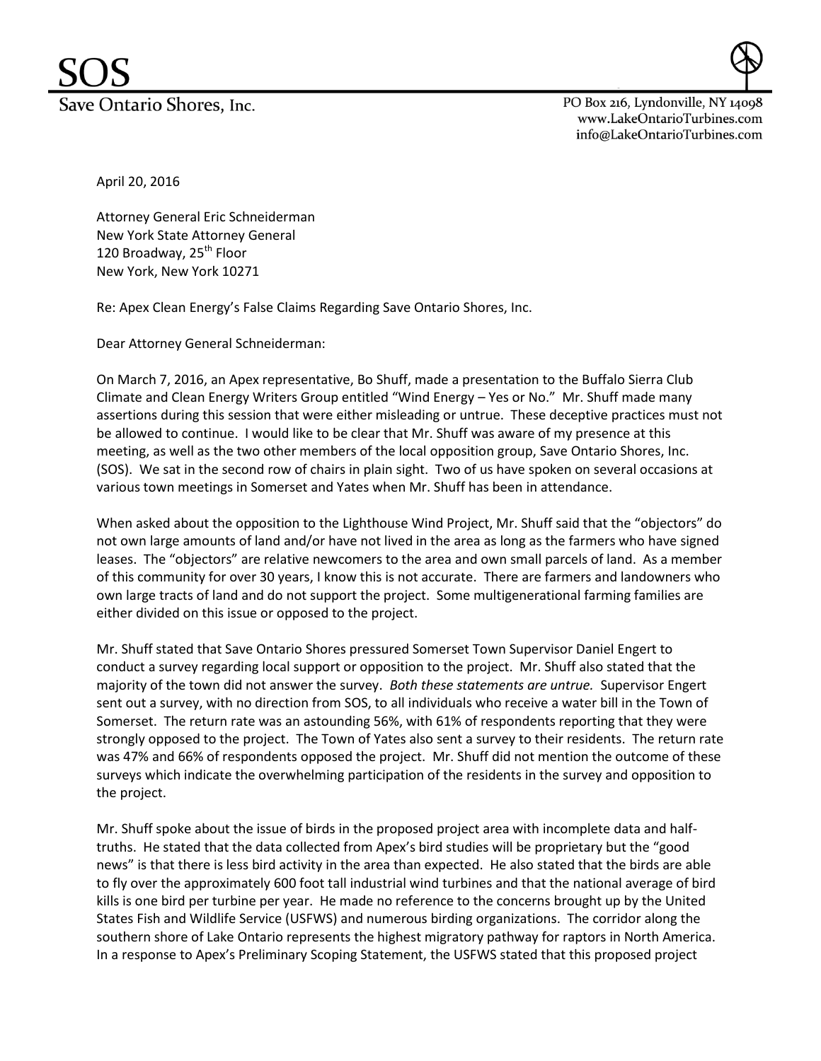# SOS

Save Ontario Shores, Inc.

PO Box 216, Lyndonville, NY 14098
www.LakeOntarioTurbines.com
info@LakeOntarioTurbines.com

April 20, 2016

Attorney General Eric Schneiderman
New York State Attorney General
120 Broadway, 25th Floor
New York, New York 10271

Re: Apex Clean Energy's False Claims Regarding Save Ontario Shores, Inc.

Dear Attorney General Schneiderman:

On March 7, 2016, an Apex representative, Bo Shuff, made a presentation to the Buffalo Sierra Club Climate and Clean Energy Writers Group entitled "Wind Energy – Yes or No." Mr. Shuff made many assertions during this session that were either misleading or untrue. These deceptive practices must not be allowed to continue. I would like to be clear that Mr. Shuff was aware of my presence at this meeting, as well as the two other members of the local opposition group, Save Ontario Shores, Inc. (SOS). We sat in the second row of chairs in plain sight. Two of us have spoken on several occasions at various town meetings in Somerset and Yates when Mr. Shuff has been in attendance.

When asked about the opposition to the Lighthouse Wind Project, Mr. Shuff said that the "objectors" do not own large amounts of land and/or have not lived in the area as long as the farmers who have signed leases. The "objectors" are relative newcomers to the area and own small parcels of land. As a member of this community for over 30 years, I know this is not accurate. There are farmers and landowners who own large tracts of land and do not support the project. Some multigenerational farming families are either divided on this issue or opposed to the project.

Mr. Shuff stated that Save Ontario Shores pressured Somerset Town Supervisor Daniel Engert to conduct a survey regarding local support or opposition to the project. Mr. Shuff also stated that the majority of the town did not answer the survey. *Both these statements are untrue.* Supervisor Engert sent out a survey, with no direction from SOS, to all individuals who receive a water bill in the Town of Somerset. The return rate was an astounding 56%, with 61% of respondents reporting that they were strongly opposed to the project. The Town of Yates also sent a survey to their residents. The return rate was 47% and 66% of respondents opposed the project. Mr. Shuff did not mention the outcome of these surveys which indicate the overwhelming participation of the residents in the survey and opposition to the project.

Mr. Shuff spoke about the issue of birds in the proposed project area with incomplete data and half-truths. He stated that the data collected from Apex's bird studies will be proprietary but the "good news" is that there is less bird activity in the area than expected. He also stated that the birds are able to fly over the approximately 600 foot tall industrial wind turbines and that the national average of bird kills is one bird per turbine per year. He made no reference to the concerns brought up by the United States Fish and Wildlife Service (USFWS) and numerous birding organizations. The corridor along the southern shore of Lake Ontario represents the highest migratory pathway for raptors in North America. In a response to Apex's Preliminary Scoping Statement, the USFWS stated that this proposed project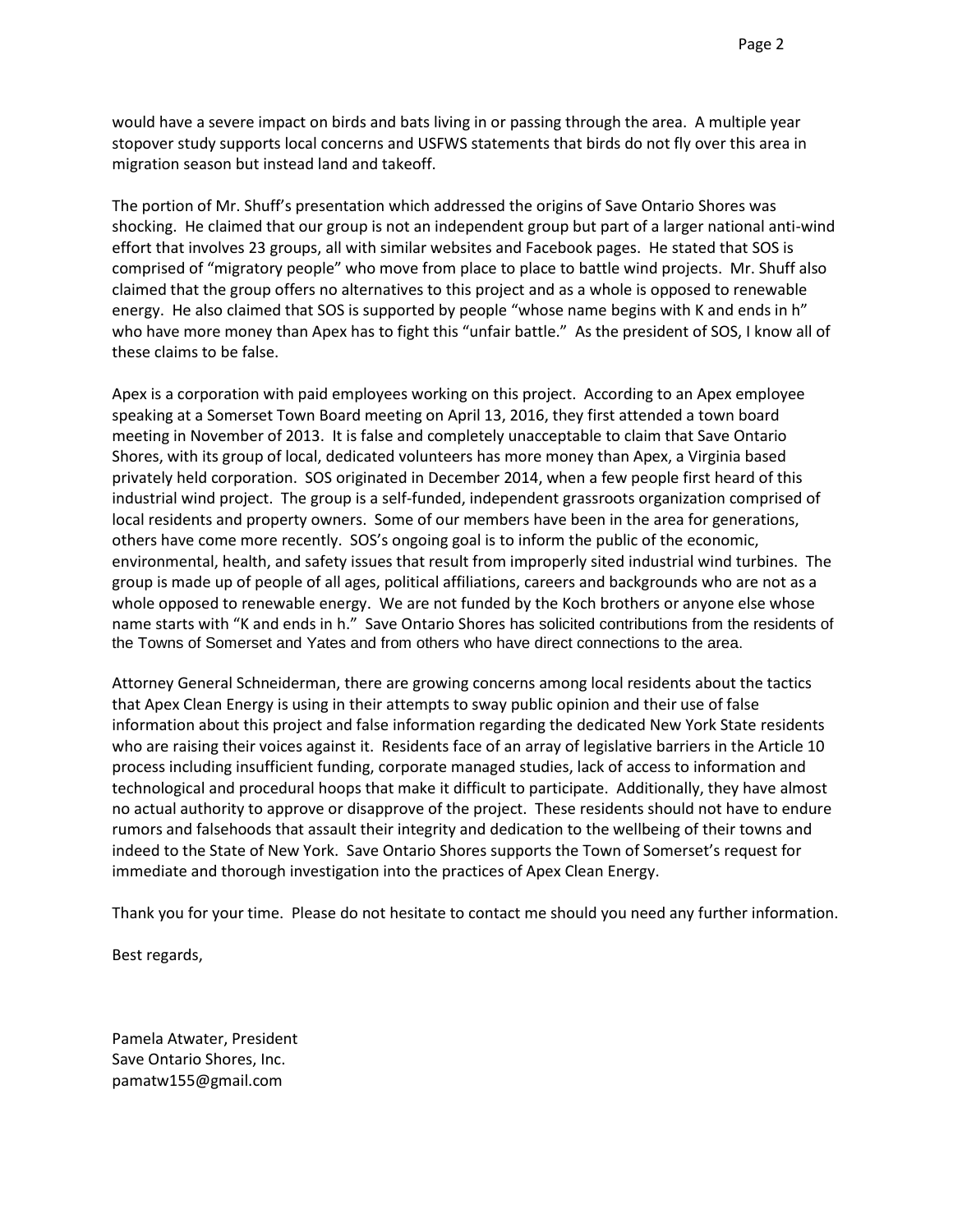would have a severe impact on birds and bats living in or passing through the area. A multiple year stopover study supports local concerns and USFWS statements that birds do not fly over this area in migration season but instead land and takeoff.

The portion of Mr. Shuff's presentation which addressed the origins of Save Ontario Shores was shocking. He claimed that our group is not an independent group but part of a larger national anti-wind effort that involves 23 groups, all with similar websites and Facebook pages. He stated that SOS is comprised of "migratory people" who move from place to place to battle wind projects. Mr. Shuff also claimed that the group offers no alternatives to this project and as a whole is opposed to renewable energy. He also claimed that SOS is supported by people "whose name begins with K and ends in h" who have more money than Apex has to fight this "unfair battle." As the president of SOS, I know all of these claims to be false.

Apex is a corporation with paid employees working on this project. According to an Apex employee speaking at a Somerset Town Board meeting on April 13, 2016, they first attended a town board meeting in November of 2013. It is false and completely unacceptable to claim that Save Ontario Shores, with its group of local, dedicated volunteers has more money than Apex, a Virginia based privately held corporation. SOS originated in December 2014, when a few people first heard of this industrial wind project. The group is a self-funded, independent grassroots organization comprised of local residents and property owners. Some of our members have been in the area for generations, others have come more recently. SOS's ongoing goal is to inform the public of the economic, environmental, health, and safety issues that result from improperly sited industrial wind turbines. The group is made up of people of all ages, political affiliations, careers and backgrounds who are not as a whole opposed to renewable energy. We are not funded by the Koch brothers or anyone else whose name starts with "K and ends in h." Save Ontario Shores has solicited contributions from the residents of the Towns of Somerset and Yates and from others who have direct connections to the area.

Attorney General Schneiderman, there are growing concerns among local residents about the tactics that Apex Clean Energy is using in their attempts to sway public opinion and their use of false information about this project and false information regarding the dedicated New York State residents who are raising their voices against it. Residents face of an array of legislative barriers in the Article 10 process including insufficient funding, corporate managed studies, lack of access to information and technological and procedural hoops that make it difficult to participate. Additionally, they have almost no actual authority to approve or disapprove of the project. These residents should not have to endure rumors and falsehoods that assault their integrity and dedication to the wellbeing of their towns and indeed to the State of New York. Save Ontario Shores supports the Town of Somerset's request for immediate and thorough investigation into the practices of Apex Clean Energy.

Thank you for your time. Please do not hesitate to contact me should you need any further information.

Best regards,

Pamela Atwater, President
Save Ontario Shores, Inc.
pamatw155@gmail.com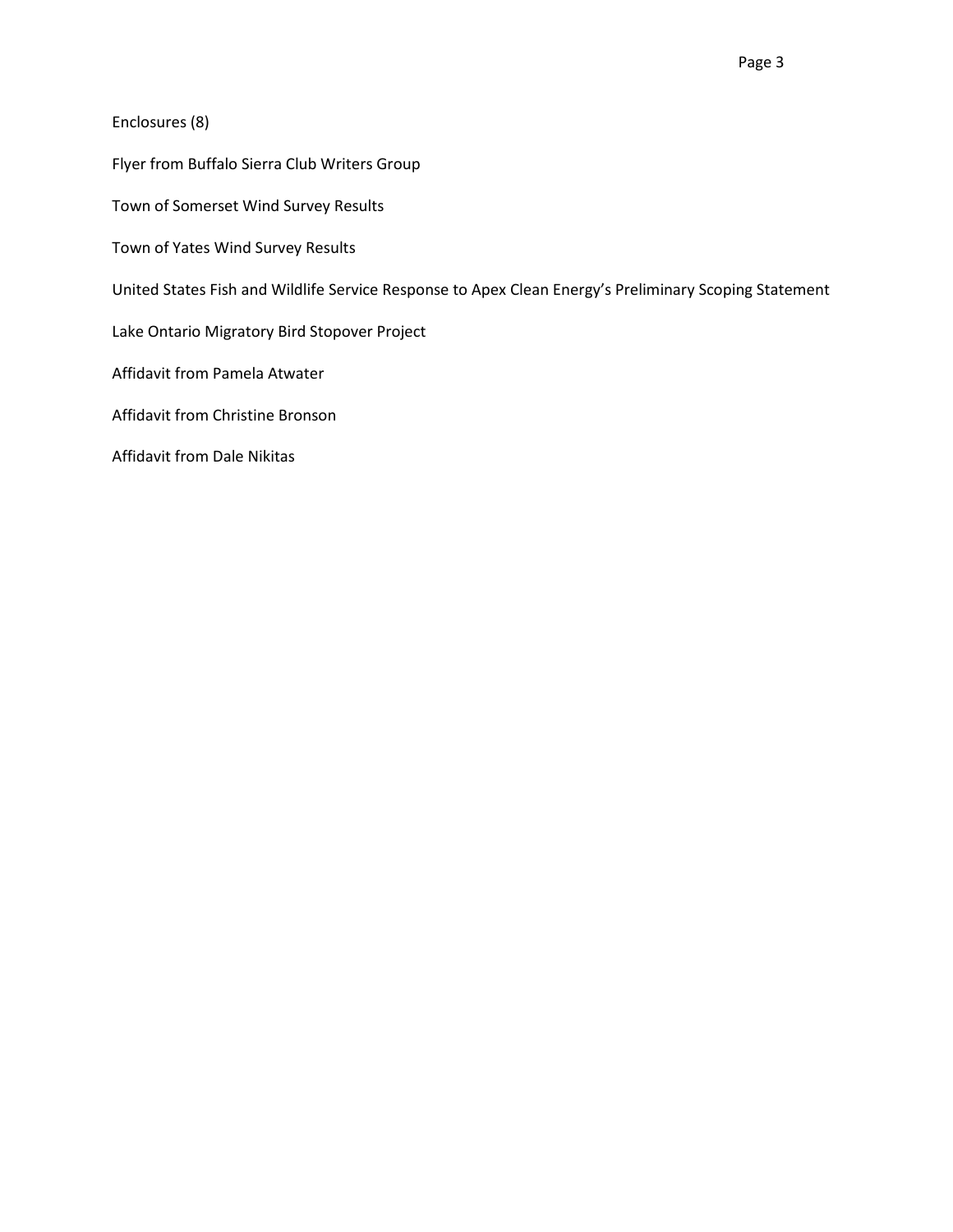Enclosures (8)

Flyer from Buffalo Sierra Club Writers Group

Town of Somerset Wind Survey Results

Town of Yates Wind Survey Results

United States Fish and Wildlife Service Response to Apex Clean Energy's Preliminary Scoping Statement

Lake Ontario Migratory Bird Stopover Project

Affidavit from Pamela Atwater

Affidavit from Christine Bronson

Affidavit from Dale Nikitas